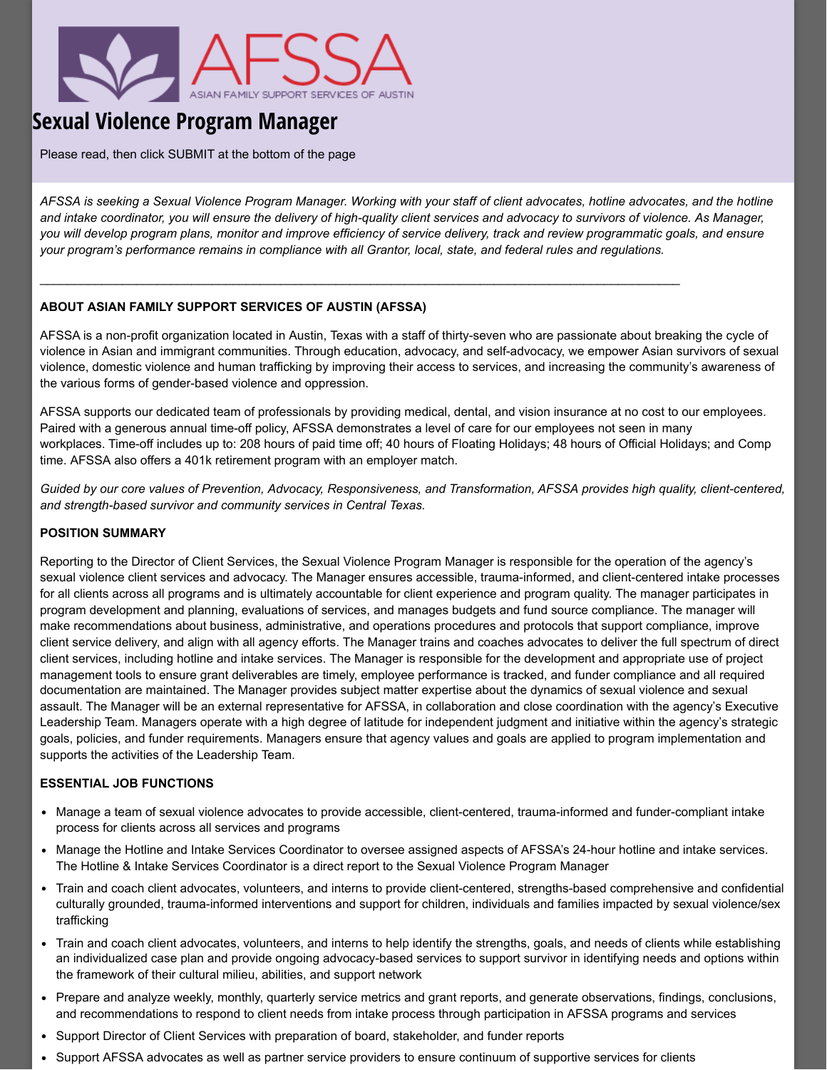AFSSA

ASIAN FAMILY SUPPORT SERVICES OF AUSTIN

# Sexual Violence Program Manager

Please read, then click SUBMIT at the bottom of the page

*AFSSA is seeking a Sexual Violence Program Manager. Working with your staff of client advocates, hotline advocates, and the hotline and intake coordinator, you will ensure the delivery of high-quality client services and advocacy to survivors of violence. As Manager, you will develop program plans, monitor and improve efficiency of service delivery, track and review programmatic goals, and ensure your program's performance remains in compliance with all Grantor, local, state, and federal rules and regulations.*

---

**ABOUT ASIAN FAMILY SUPPORT SERVICES OF AUSTIN (AFSSA)**

AFSSA is a non-profit organization located in Austin, Texas with a staff of thirty-seven who are passionate about breaking the cycle of violence in Asian and immigrant communities. Through education, advocacy, and self-advocacy, we empower Asian survivors of sexual violence, domestic violence and human trafficking by improving their access to services, and increasing the community's awareness of the various forms of gender-based violence and oppression.

AFSSA supports our dedicated team of professionals by providing medical, dental, and vision insurance at no cost to our employees. Paired with a generous annual time-off policy, AFSSA demonstrates a level of care for our employees not seen in many workplaces. Time-off includes up to: 208 hours of paid time off; 40 hours of Floating Holidays; 48 hours of Official Holidays; and Comp time. AFSSA also offers a 401k retirement program with an employer match.

*Guided by our core values of Prevention, Advocacy, Responsiveness, and Transformation, AFSSA provides high quality, client-centered, and strength-based survivor and community services in Central Texas.*

**POSITION SUMMARY**

Reporting to the Director of Client Services, the Sexual Violence Program Manager is responsible for the operation of the agency's sexual violence client services and advocacy. The Manager ensures accessible, trauma-informed, and client-centered intake processes for all clients across all programs and is ultimately accountable for client experience and program quality. The manager participates in program development and planning, evaluations of services, and manages budgets and fund source compliance. The manager will make recommendations about business, administrative, and operations procedures and protocols that support compliance, improve client service delivery, and align with all agency efforts. The Manager trains and coaches advocates to deliver the full spectrum of direct client services, including hotline and intake services. The Manager is responsible for the development and appropriate use of project management tools to ensure grant deliverables are timely, employee performance is tracked, and funder compliance and all required documentation are maintained. The Manager provides subject matter expertise about the dynamics of sexual violence and sexual assault. The Manager will be an external representative for AFSSA, in collaboration and close coordination with the agency's Executive Leadership Team. Managers operate with a high degree of latitude for independent judgment and initiative within the agency's strategic goals, policies, and funder requirements. Managers ensure that agency values and goals are applied to program implementation and supports the activities of the Leadership Team.

**ESSENTIAL JOB FUNCTIONS**

- Manage a team of sexual violence advocates to provide accessible, client-centered, trauma-informed and funder-compliant intake process for clients across all services and programs
- Manage the Hotline and Intake Services Coordinator to oversee assigned aspects of AFSSA's 24-hour hotline and intake services. The Hotline & Intake Services Coordinator is a direct report to the Sexual Violence Program Manager
- Train and coach client advocates, volunteers, and interns to provide client-centered, strengths-based comprehensive and confidential culturally grounded, trauma-informed interventions and support for children, individuals and families impacted by sexual violence/sex trafficking
- Train and coach client advocates, volunteers, and interns to help identify the strengths, goals, and needs of clients while establishing an individualized case plan and provide ongoing advocacy-based services to support survivor in identifying needs and options within the framework of their cultural milieu, abilities, and support network
- Prepare and analyze weekly, monthly, quarterly service metrics and grant reports, and generate observations, findings, conclusions, and recommendations to respond to client needs from intake process through participation in AFSSA programs and services
- Support Director of Client Services with preparation of board, stakeholder, and funder reports
- Support AFSSA advocates as well as partner service providers to ensure continuum of supportive services for clients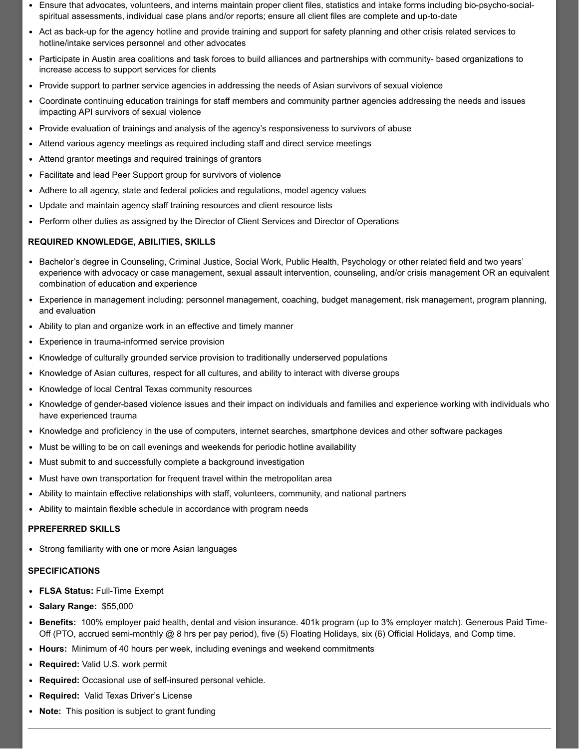- Ensure that advocates, volunteers, and interns maintain proper client files, statistics and intake forms including bio-psycho-social-spiritual assessments, individual case plans and/or reports; ensure all client files are complete and up-to-date
- Act as back-up for the agency hotline and provide training and support for safety planning and other crisis related services to hotline/intake services personnel and other advocates
- Participate in Austin area coalitions and task forces to build alliances and partnerships with community- based organizations to increase access to support services for clients
- Provide support to partner service agencies in addressing the needs of Asian survivors of sexual violence
- Coordinate continuing education trainings for staff members and community partner agencies addressing the needs and issues impacting API survivors of sexual violence
- Provide evaluation of trainings and analysis of the agency's responsiveness to survivors of abuse
- Attend various agency meetings as required including staff and direct service meetings
- Attend grantor meetings and required trainings of grantors
- Facilitate and lead Peer Support group for survivors of violence
- Adhere to all agency, state and federal policies and regulations, model agency values
- Update and maintain agency staff training resources and client resource lists
- Perform other duties as assigned by the Director of Client Services and Director of Operations

**REQUIRED KNOWLEDGE, ABILITIES, SKILLS**

- Bachelor's degree in Counseling, Criminal Justice, Social Work, Public Health, Psychology or other related field and two years' experience with advocacy or case management, sexual assault intervention, counseling, and/or crisis management OR an equivalent combination of education and experience
- Experience in management including: personnel management, coaching, budget management, risk management, program planning, and evaluation
- Ability to plan and organize work in an effective and timely manner
- Experience in trauma-informed service provision
- Knowledge of culturally grounded service provision to traditionally underserved populations
- Knowledge of Asian cultures, respect for all cultures, and ability to interact with diverse groups
- Knowledge of local Central Texas community resources
- Knowledge of gender-based violence issues and their impact on individuals and families and experience working with individuals who have experienced trauma
- Knowledge and proficiency in the use of computers, internet searches, smartphone devices and other software packages
- Must be willing to be on call evenings and weekends for periodic hotline availability
- Must submit to and successfully complete a background investigation
- Must have own transportation for frequent travel within the metropolitan area
- Ability to maintain effective relationships with staff, volunteers, community, and national partners
- Ability to maintain flexible schedule in accordance with program needs

**PPREFERRED SKILLS**

- Strong familiarity with one or more Asian languages

**SPECIFICATIONS**

- **FLSA Status:** Full-Time Exempt
- **Salary Range:** $55,000
- **Benefits:** 100% employer paid health, dental and vision insurance. 401k program (up to 3% employer match). Generous Paid Time-Off (PTO, accrued semi-monthly @ 8 hrs per pay period), five (5) Floating Holidays, six (6) Official Holidays, and Comp time.
- **Hours:** Minimum of 40 hours per week, including evenings and weekend commitments
- **Required:** Valid U.S. work permit
- **Required:** Occasional use of self-insured personal vehicle.
- **Required:** Valid Texas Driver's License
- **Note:** This position is subject to grant funding